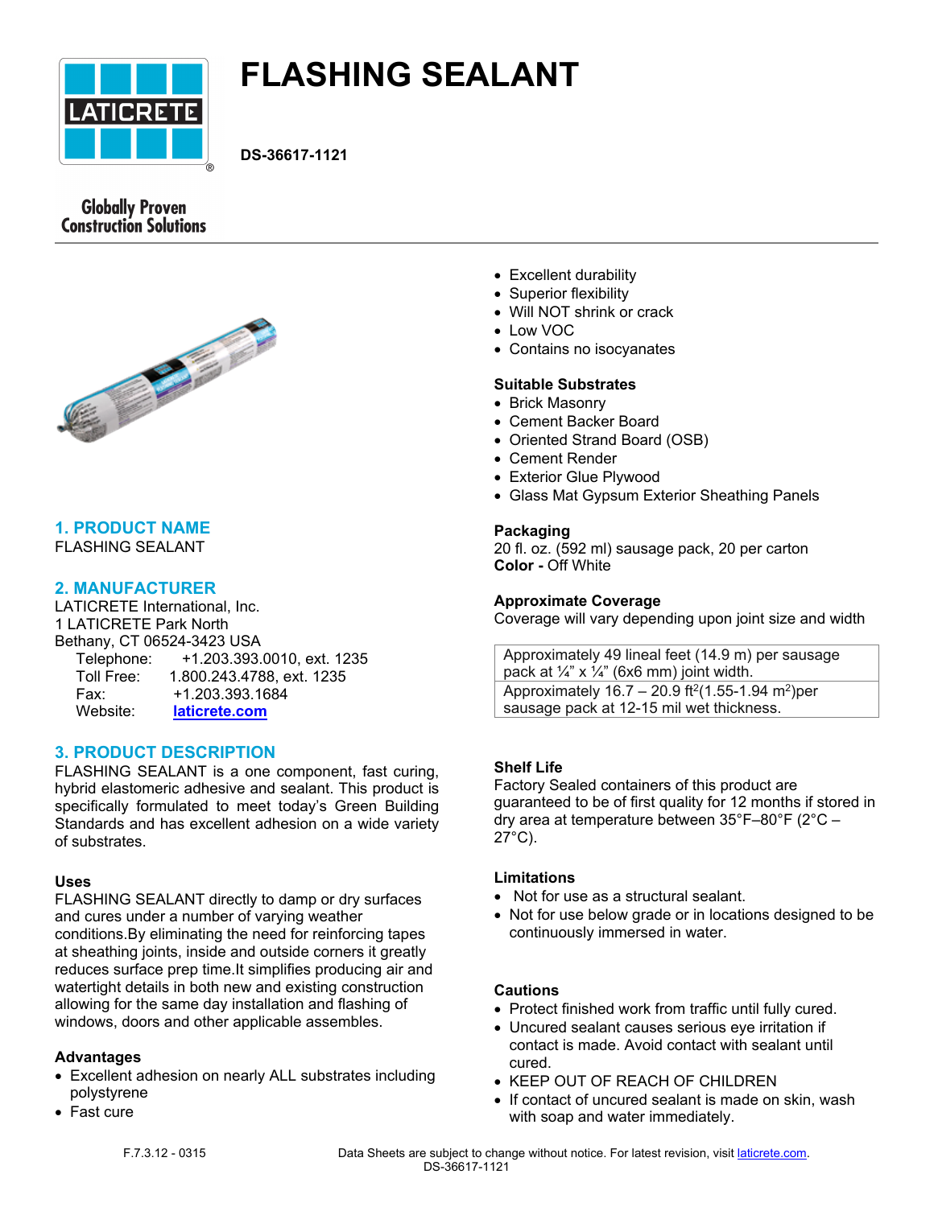# FLASHING SEALANT

**DS-36617-1121**

Globally Proven Construction Solutions

## 1. PRODUCT NAME

FLASHING SEALANT

## 2. MANUFACTURER

LATICRETE International, Inc.
1 LATICRETE Park North
Bethany, CT 06524-3423 USA
Telephone: +1.203.393.0010, ext. 1235
Toll Free: 1.800.243.4788, ext. 1235
Fax: +1.203.393.1684
Website: laticrete.com

## 3. PRODUCT DESCRIPTION

FLASHING SEALANT is a one component, fast curing, hybrid elastomeric adhesive and sealant. This product is specifically formulated to meet today's Green Building Standards and has excellent adhesion on a wide variety of substrates.

### Uses

FLASHING SEALANT directly to damp or dry surfaces and cures under a number of varying weather conditions.By eliminating the need for reinforcing tapes at sheathing joints, inside and outside corners it greatly reduces surface prep time.It simplifies producing air and watertight details in both new and existing construction allowing for the same day installation and flashing of windows, doors and other applicable assembles.

### Advantages

- Excellent adhesion on nearly ALL substrates including polystyrene
- Fast cure
- Excellent durability
- Superior flexibility
- Will NOT shrink or crack
- Low VOC
- Contains no isocyanates

### Suitable Substrates

- Brick Masonry
- Cement Backer Board
- Oriented Strand Board (OSB)
- Cement Render
- Exterior Glue Plywood
- Glass Mat Gypsum Exterior Sheathing Panels

### Packaging

20 fl. oz. (592 ml) sausage pack, 20 per carton
**Color -** Off White

### Approximate Coverage

Coverage will vary depending upon joint size and width

| Approximately 49 lineal feet (14.9 m) per sausage pack at ¼" x ¼" (6x6 mm) joint width. |
|---|
| Approximately 16.7 – 20.9 ft$^2$(1.55-1.94 m$^2$)per sausage pack at 12-15 mil wet thickness. |

### Shelf Life

Factory Sealed containers of this product are guaranteed to be of first quality for 12 months if stored in dry area at temperature between 35°F–80°F (2°C – 27°C).

### Limitations

- Not for use as a structural sealant.
- Not for use below grade or in locations designed to be continuously immersed in water.

### Cautions

- Protect finished work from traffic until fully cured.
- Uncured sealant causes serious eye irritation if contact is made. Avoid contact with sealant until cured.
- KEEP OUT OF REACH OF CHILDREN
- If contact of uncured sealant is made on skin, wash with soap and water immediately.

F.7.3.12 - 0315

Data Sheets are subject to change without notice. For latest revision, visit laticrete.com.
DS-36617-1121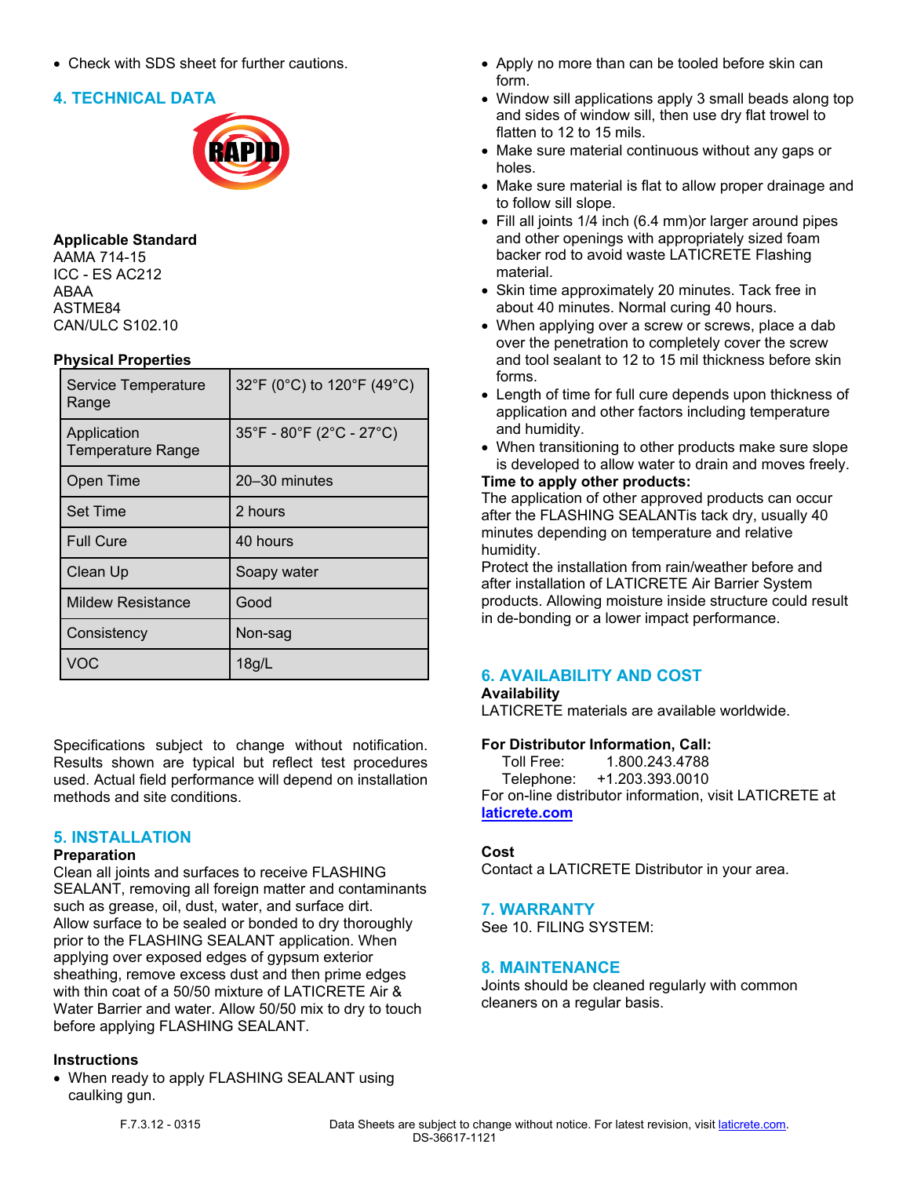- Check with SDS sheet for further cautions.

## 4. TECHNICAL DATA

**Applicable Standard**
AAMA 714-15
ICC - ES AC212
ABAA
ASTME84
CAN/ULC S102.10

**Physical Properties**

| Service Temperature Range | 32°F (0°C) to 120°F (49°C) |
|---|---|
| Application Temperature Range | 35°F - 80°F (2°C - 27°C) |
| Open Time | 20–30 minutes |
| Set Time | 2 hours |
| Full Cure | 40 hours |
| Clean Up | Soapy water |
| Mildew Resistance | Good |
| Consistency | Non-sag |
| VOC | 18g/L |

Specifications subject to change without notification. Results shown are typical but reflect test procedures used. Actual field performance will depend on installation methods and site conditions.

## 5. INSTALLATION

**Preparation**
Clean all joints and surfaces to receive FLASHING SEALANT, removing all foreign matter and contaminants such as grease, oil, dust, water, and surface dirt. Allow surface to be sealed or bonded to dry thoroughly prior to the FLASHING SEALANT application. When applying over exposed edges of gypsum exterior sheathing, remove excess dust and then prime edges with thin coat of a 50/50 mixture of LATICRETE Air & Water Barrier and water. Allow 50/50 mix to dry to touch before applying FLASHING SEALANT.

**Instructions**
- When ready to apply FLASHING SEALANT using caulking gun.
- Apply no more than can be tooled before skin can form.
- Window sill applications apply 3 small beads along top and sides of window sill, then use dry flat trowel to flatten to 12 to 15 mils.
- Make sure material continuous without any gaps or holes.
- Make sure material is flat to allow proper drainage and to follow sill slope.
- Fill all joints 1/4 inch (6.4 mm)or larger around pipes and other openings with appropriately sized foam backer rod to avoid waste LATICRETE Flashing material.
- Skin time approximately 20 minutes. Tack free in about 40 minutes. Normal curing 40 hours.
- When applying over a screw or screws, place a dab over the penetration to completely cover the screw and tool sealant to 12 to 15 mil thickness before skin forms.
- Length of time for full cure depends upon thickness of application and other factors including temperature and humidity.
- When transitioning to other products make sure slope is developed to allow water to drain and moves freely.

**Time to apply other products:**
The application of other approved products can occur after the FLASHING SEALANTis tack dry, usually 40 minutes depending on temperature and relative humidity.
Protect the installation from rain/weather before and after installation of LATICRETE Air Barrier System products. Allowing moisture inside structure could result in de-bonding or a lower impact performance.

## 6. AVAILABILITY AND COST

**Availability**
LATICRETE materials are available worldwide.

**For Distributor Information, Call:**
Toll Free: 1.800.243.4788
Telephone: +1.203.393.0010
For on-line distributor information, visit LATICRETE at **laticrete.com**

**Cost**
Contact a LATICRETE Distributor in your area.

## 7. WARRANTY

See 10. FILING SYSTEM:

## 8. MAINTENANCE

Joints should be cleaned regularly with common cleaners on a regular basis.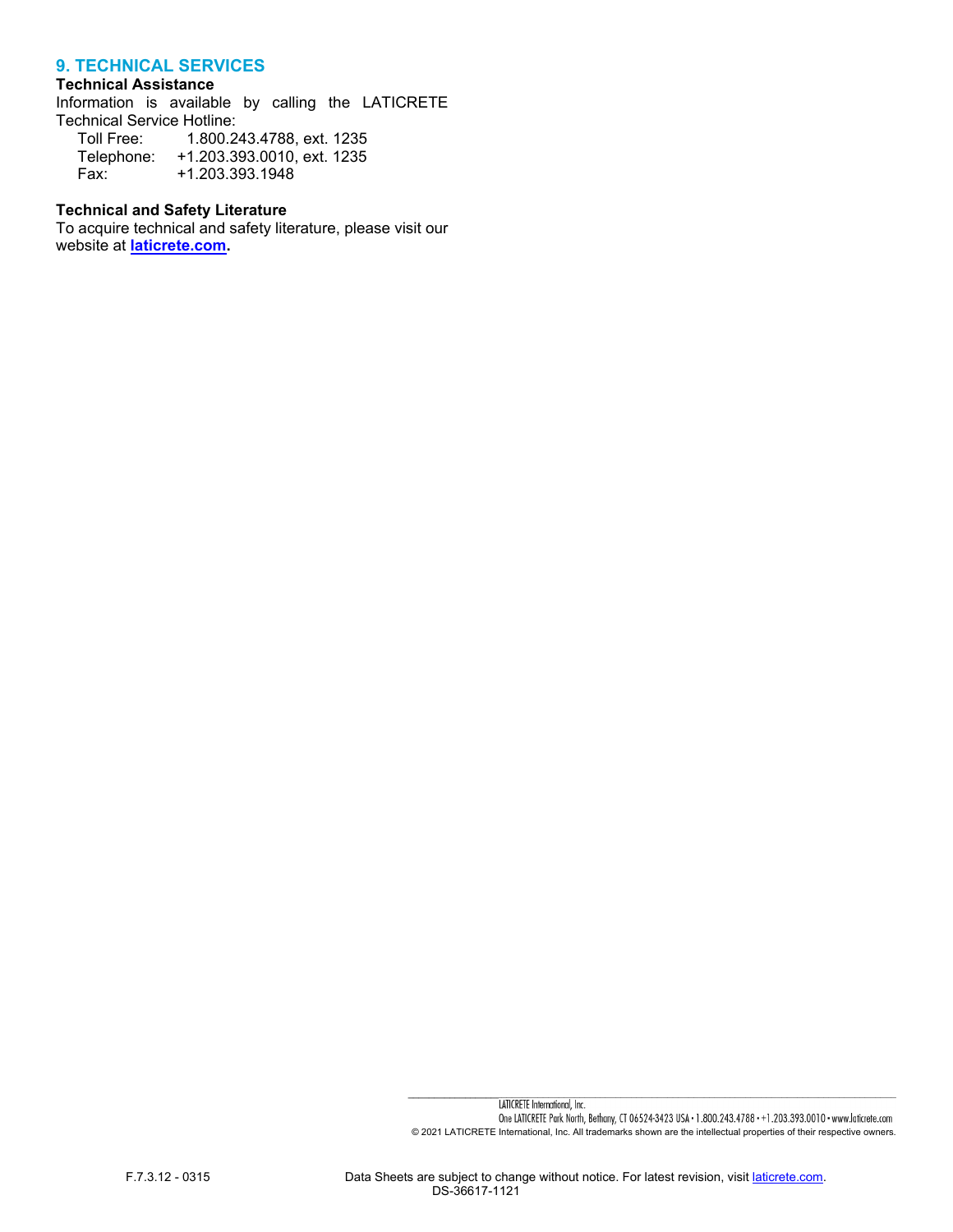## 9. TECHNICAL SERVICES

**Technical Assistance**

Information is available by calling the LATICRETE Technical Service Hotline:

Toll Free: 1.800.243.4788, ext. 1235
Telephone: +1.203.393.0010, ext. 1235
Fax: +1.203.393.1948

**Technical and Safety Literature**

To acquire technical and safety literature, please visit our website at **laticrete.com.**

LATICRETE International, Inc.
One LATICRETE Park North, Bethany, CT 06524-3423 USA • 1.800.243.4788 • +1.203.393.0010 • www.laticrete.com
© 2021 LATICRETE International, Inc. All trademarks shown are the intellectual properties of their respective owners.

F.7.3.12 - 0315

Data Sheets are subject to change without notice. For latest revision, visit laticrete.com.
DS-36617-1121